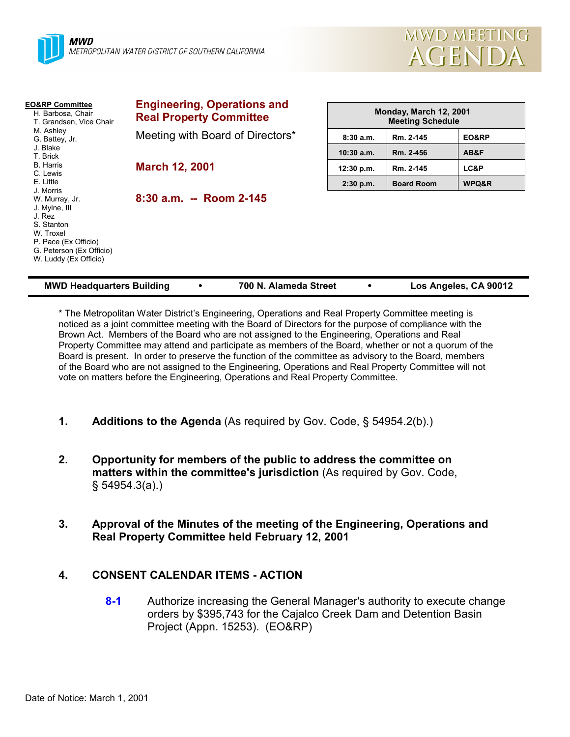**MWD**
METROPOLITAN WATER DISTRICT OF SOUTHERN CALIFORNIA

# MWD MEETING AGENDA

**EO&RP Committee**
- H. Barbosa, Chair
- T. Grandsen, Vice Chair
- M. Ashley
- G. Battey, Jr.
- J. Blake
- T. Brick
- B. Harris
- C. Lewis
- E. Little
- J. Morris
- W. Murray, Jr.
- J. Mylne, III
- J. Rez
- S. Stanton
- W. Troxel
- P. Pace (Ex Officio)
- G. Peterson (Ex Officio)
- W. Luddy (Ex Officio)

## Engineering, Operations and Real Property Committee

Meeting with Board of Directors*

**March 12, 2001**

**8:30 a.m. -- Room 2-145**

| Monday, March 12, 2001 Meeting Schedule | | |
|---|---|---|
| 8:30 a.m. | Rm. 2-145 | EO&RP |
| 10:30 a.m. | Rm. 2-456 | AB&F |
| 12:30 p.m. | Rm. 2-145 | LC&P |
| 2:30 p.m. | Board Room | WPQ&R |

**MWD Headquarters Building • 700 N. Alameda Street • Los Angeles, CA 90012**

* The Metropolitan Water District's Engineering, Operations and Real Property Committee meeting is noticed as a joint committee meeting with the Board of Directors for the purpose of compliance with the Brown Act. Members of the Board who are not assigned to the Engineering, Operations and Real Property Committee may attend and participate as members of the Board, whether or not a quorum of the Board is present. In order to preserve the function of the committee as advisory to the Board, members of the Board who are not assigned to the Engineering, Operations and Real Property Committee will not vote on matters before the Engineering, Operations and Real Property Committee.

1. **Additions to the Agenda** (As required by Gov. Code, § 54954.2(b).)

2. **Opportunity for members of the public to address the committee on matters within the committee's jurisdiction** (As required by Gov. Code, § 54954.3(a).)

3. **Approval of the Minutes of the meeting of the Engineering, Operations and Real Property Committee held February 12, 2001**

4. **CONSENT CALENDAR ITEMS - ACTION**

   **8-1** Authorize increasing the General Manager's authority to execute change orders by $395,743 for the Cajalco Creek Dam and Detention Basin Project (Appn. 15253). (EO&RP)

Date of Notice: March 1, 2001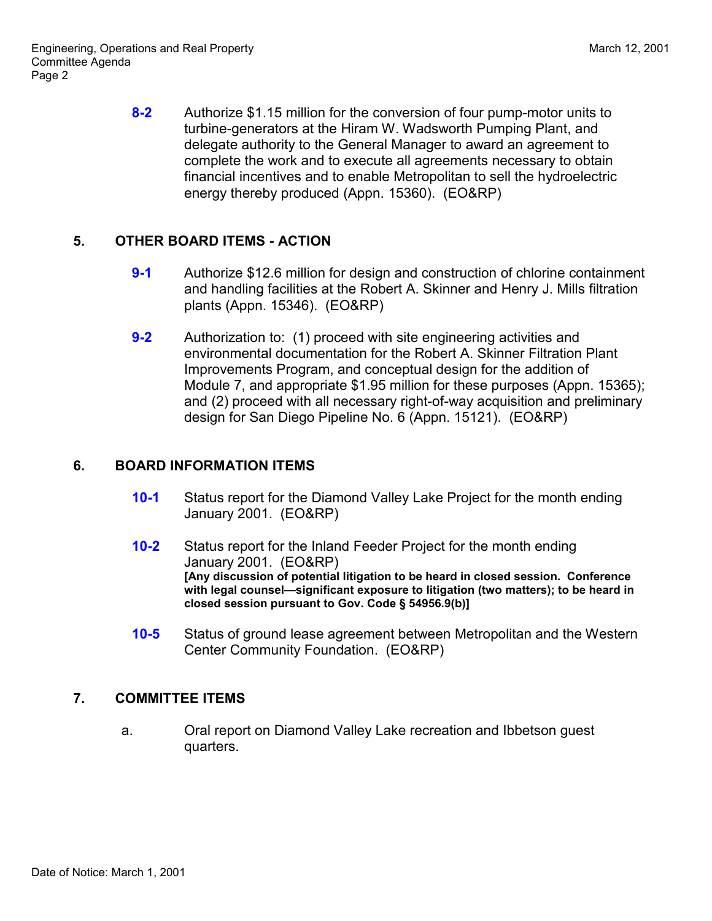**8-2** Authorize $1.15 million for the conversion of four pump-motor units to turbine-generators at the Hiram W. Wadsworth Pumping Plant, and delegate authority to the General Manager to award an agreement to complete the work and to execute all agreements necessary to obtain financial incentives and to enable Metropolitan to sell the hydroelectric energy thereby produced (Appn. 15360). (EO&RP)

## 5. OTHER BOARD ITEMS - ACTION

**9-1** Authorize $12.6 million for design and construction of chlorine containment and handling facilities at the Robert A. Skinner and Henry J. Mills filtration plants (Appn. 15346). (EO&RP)

**9-2** Authorization to: (1) proceed with site engineering activities and environmental documentation for the Robert A. Skinner Filtration Plant Improvements Program, and conceptual design for the addition of Module 7, and appropriate $1.95 million for these purposes (Appn. 15365); and (2) proceed with all necessary right-of-way acquisition and preliminary design for San Diego Pipeline No. 6 (Appn. 15121). (EO&RP)

## 6. BOARD INFORMATION ITEMS

**10-1** Status report for the Diamond Valley Lake Project for the month ending January 2001. (EO&RP)

**10-2** Status report for the Inland Feeder Project for the month ending January 2001. (EO&RP)
**[Any discussion of potential litigation to be heard in closed session. Conference with legal counsel—significant exposure to litigation (two matters); to be heard in closed session pursuant to Gov. Code § 54956.9(b)]**

**10-5** Status of ground lease agreement between Metropolitan and the Western Center Community Foundation. (EO&RP)

## 7. COMMITTEE ITEMS

a. Oral report on Diamond Valley Lake recreation and Ibbetson guest quarters.

Date of Notice: March 1, 2001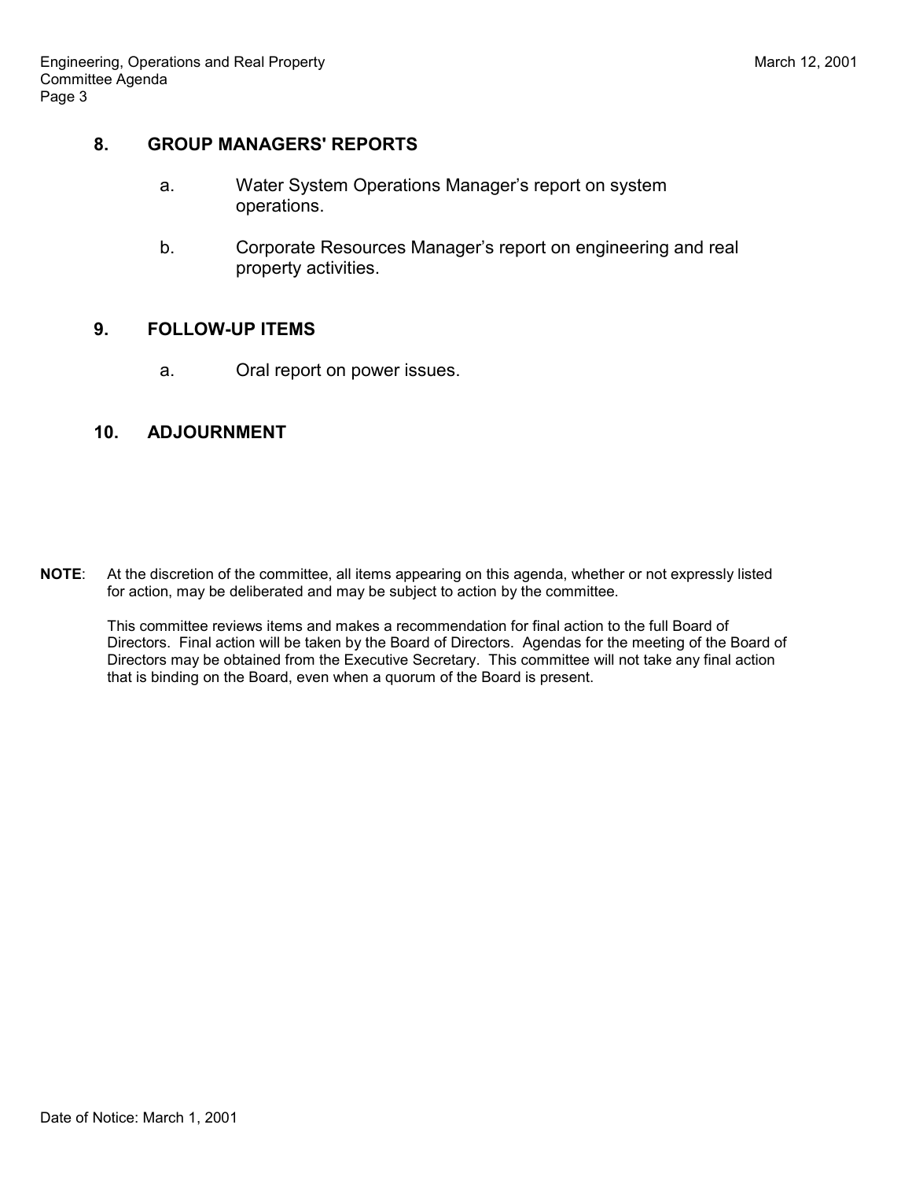## 8. GROUP MANAGERS' REPORTS

a. Water System Operations Manager's report on system operations.

b. Corporate Resources Manager's report on engineering and real property activities.

## 9. FOLLOW-UP ITEMS

a. Oral report on power issues.

## 10. ADJOURNMENT

**NOTE**: At the discretion of the committee, all items appearing on this agenda, whether or not expressly listed for action, may be deliberated and may be subject to action by the committee.

This committee reviews items and makes a recommendation for final action to the full Board of Directors. Final action will be taken by the Board of Directors. Agendas for the meeting of the Board of Directors may be obtained from the Executive Secretary. This committee will not take any final action that is binding on the Board, even when a quorum of the Board is present.

Date of Notice: March 1, 2001